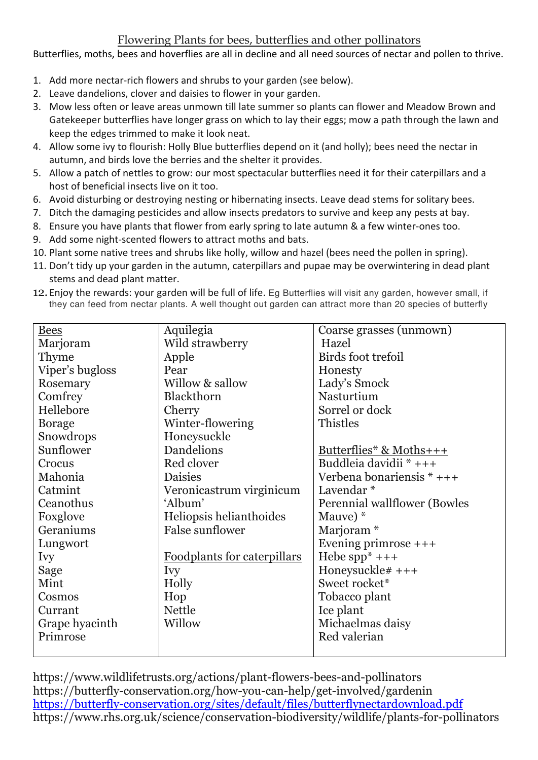## Flowering Plants for bees, butterflies and other pollinators

Butterflies, moths, bees and hoverflies are all in decline and all need sources of nectar and pollen to thrive.

1. Add more nectar-rich flowers and shrubs to your garden (see below).
2. Leave dandelions, clover and daisies to flower in your garden.
3. Mow less often or leave areas unmown till late summer so plants can flower and Meadow Brown and Gatekeeper butterflies have longer grass on which to lay their eggs; mow a path through the lawn and keep the edges trimmed to make it look neat.
4. Allow some ivy to flourish: Holly Blue butterflies depend on it (and holly); bees need the nectar in autumn, and birds love the berries and the shelter it provides.
5. Allow a patch of nettles to grow: our most spectacular butterflies need it for their caterpillars and a host of beneficial insects live on it too.
6. Avoid disturbing or destroying nesting or hibernating insects. Leave dead stems for solitary bees.
7. Ditch the damaging pesticides and allow insects predators to survive and keep any pests at bay.
8. Ensure you have plants that flower from early spring to late autumn & a few winter-ones too.
9. Add some night-scented flowers to attract moths and bats.
10. Plant some native trees and shrubs like holly, willow and hazel (bees need the pollen in spring).
11. Don't tidy up your garden in the autumn, caterpillars and pupae may be overwintering in dead plant stems and dead plant matter.
12. Enjoy the rewards: your garden will be full of life. Eg Butterflies will visit any garden, however small, if they can feed from nectar plants. A well thought out garden can attract more than 20 species of butterfly

| Bees | Aquilegia | Coarse grasses (unmown) |
|---|---|---|
| Marjoram | Wild strawberry | Hazel |
| Thyme | Apple | Birds foot trefoil |
| Viper's bugloss | Pear | Honesty |
| Rosemary | Willow & sallow | Lady's Smock |
| Comfrey | Blackthorn | Nasturtium |
| Hellebore | Cherry | Sorrel or dock |
| Borage | Winter-flowering | Thistles |
| Snowdrops | Honeysuckle | |
| Sunflower | Dandelions | **Butterflies* & Moths+++** |
| Crocus | Red clover | Buddleia davidii * +++ |
| Mahonia | Daisies | Verbena bonariensis * +++ |
| Catmint | Veronicastrum virginicum | Lavendar * |
| Ceanothus | 'Album' | Perennial wallflower (Bowles |
| Foxglove | Heliopsis helianthoides | Mauve) * |
| Geraniums | False sunflower | Marjoram * |
| Lungwort | | Evening primrose +++ |
| Ivy | **Foodplants for caterpillars** | Hebe spp* +++ |
| Sage | Ivy | Honeysuckle# +++ |
| Mint | Holly | Sweet rocket* |
| Cosmos | Hop | Tobacco plant |
| Currant | Nettle | Ice plant |
| Grape hyacinth | Willow | Michaelmas daisy |
| Primrose | | Red valerian |

https://www.wildlifetrusts.org/actions/plant-flowers-bees-and-pollinators
https://butterfly-conservation.org/how-you-can-help/get-involved/gardenin
https://butterfly-conservation.org/sites/default/files/butterflynectardownload.pdf
https://www.rhs.org.uk/science/conservation-biodiversity/wildlife/plants-for-pollinators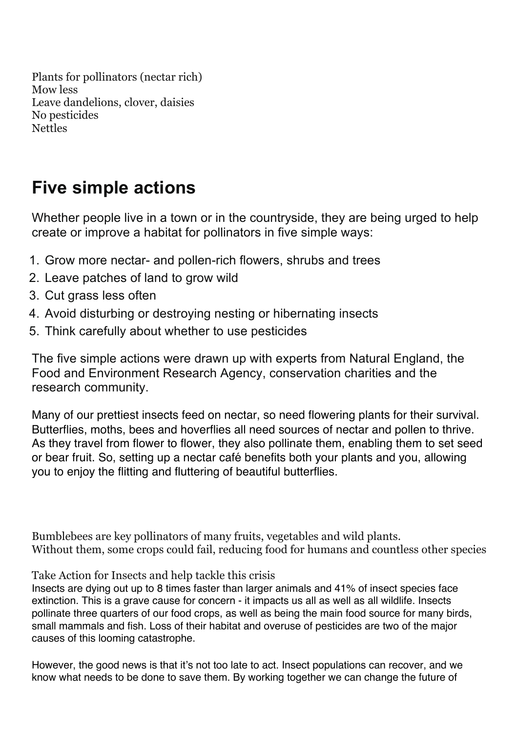Plants for pollinators (nectar rich)
Mow less
Leave dandelions, clover, daisies
No pesticides
Nettles

## Five simple actions

Whether people live in a town or in the countryside, they are being urged to help create or improve a habitat for pollinators in five simple ways:

1. Grow more nectar- and pollen-rich flowers, shrubs and trees
2. Leave patches of land to grow wild
3. Cut grass less often
4. Avoid disturbing or destroying nesting or hibernating insects
5. Think carefully about whether to use pesticides

The five simple actions were drawn up with experts from Natural England, the Food and Environment Research Agency, conservation charities and the research community.

Many of our prettiest insects feed on nectar, so need flowering plants for their survival. Butterflies, moths, bees and hoverflies all need sources of nectar and pollen to thrive. As they travel from flower to flower, they also pollinate them, enabling them to set seed or bear fruit. So, setting up a nectar café benefits both your plants and you, allowing you to enjoy the flitting and fluttering of beautiful butterflies.

Bumblebees are key pollinators of many fruits, vegetables and wild plants.
Without them, some crops could fail, reducing food for humans and countless other species

Take Action for Insects and help tackle this crisis
Insects are dying out up to 8 times faster than larger animals and 41% of insect species face extinction. This is a grave cause for concern - it impacts us all as well as all wildlife. Insects pollinate three quarters of our food crops, as well as being the main food source for many birds, small mammals and fish. Loss of their habitat and overuse of pesticides are two of the major causes of this looming catastrophe.

However, the good news is that it's not too late to act. Insect populations can recover, and we know what needs to be done to save them. By working together we can change the future of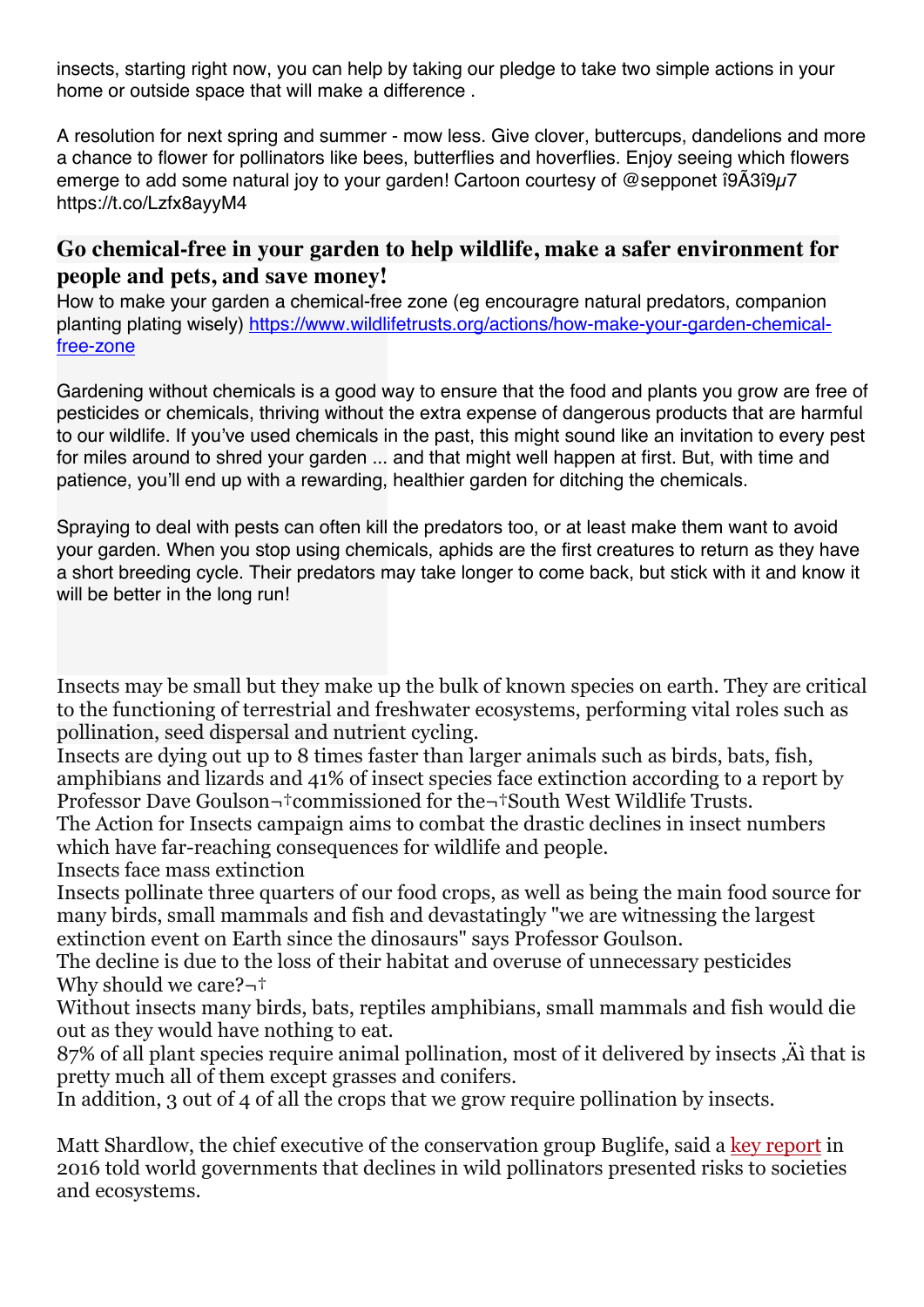insects, starting right now, you can help by taking our pledge to take two simple actions in your home or outside space that will make a difference .

A resolution for next spring and summer - mow less. Give clover, buttercups, dandelions and more a chance to flower for pollinators like bees, butterflies and hoverflies. Enjoy seeing which flowers emerge to add some natural joy to your garden! Cartoon courtesy of @sepponet î9Ã3î9µ7 https://t.co/Lzfx8ayyM4

## Go chemical-free in your garden to help wildlife, make a safer environment for people and pets, and save money!

How to make your garden a chemical-free zone (eg encouragre natural predators, companion planting plating wisely) [https://www.wildlifetrusts.org/actions/how-make-your-garden-chemical-free-zone](https://www.wildlifetrusts.org/actions/how-make-your-garden-chemical-free-zone)

Gardening without chemicals is a good way to ensure that the food and plants you grow are free of pesticides or chemicals, thriving without the extra expense of dangerous products that are harmful to our wildlife. If you've used chemicals in the past, this might sound like an invitation to every pest for miles around to shred your garden ... and that might well happen at first. But, with time and patience, you'll end up with a rewarding, healthier garden for ditching the chemicals.

Spraying to deal with pests can often kill the predators too, or at least make them want to avoid your garden. When you stop using chemicals, aphids are the first creatures to return as they have a short breeding cycle. Their predators may take longer to come back, but stick with it and know it will be better in the long run!

Insects may be small but they make up the bulk of known species on earth. They are critical to the functioning of terrestrial and freshwater ecosystems, performing vital roles such as pollination, seed dispersal and nutrient cycling.
Insects are dying out up to 8 times faster than larger animals such as birds, bats, fish, amphibians and lizards and 41% of insect species face extinction according to a report by Professor Dave Goulson¬†commissioned for the¬†South West Wildlife Trusts.
The Action for Insects campaign aims to combat the drastic declines in insect numbers which have far-reaching consequences for wildlife and people.
Insects face mass extinction
Insects pollinate three quarters of our food crops, as well as being the main food source for many birds, small mammals and fish and devastatingly "we are witnessing the largest extinction event on Earth since the dinosaurs" says Professor Goulson.
The decline is due to the loss of their habitat and overuse of unnecessary pesticides
Why should we care?¬†
Without insects many birds, bats, reptiles amphibians, small mammals and fish would die out as they would have nothing to eat.
87% of all plant species require animal pollination, most of it delivered by insects ‚Äì that is pretty much all of them except grasses and conifers.
In addition, 3 out of 4 of all the crops that we grow require pollination by insects.

Matt Shardlow, the chief executive of the conservation group Buglife, said a key report in 2016 told world governments that declines in wild pollinators presented risks to societies and ecosystems.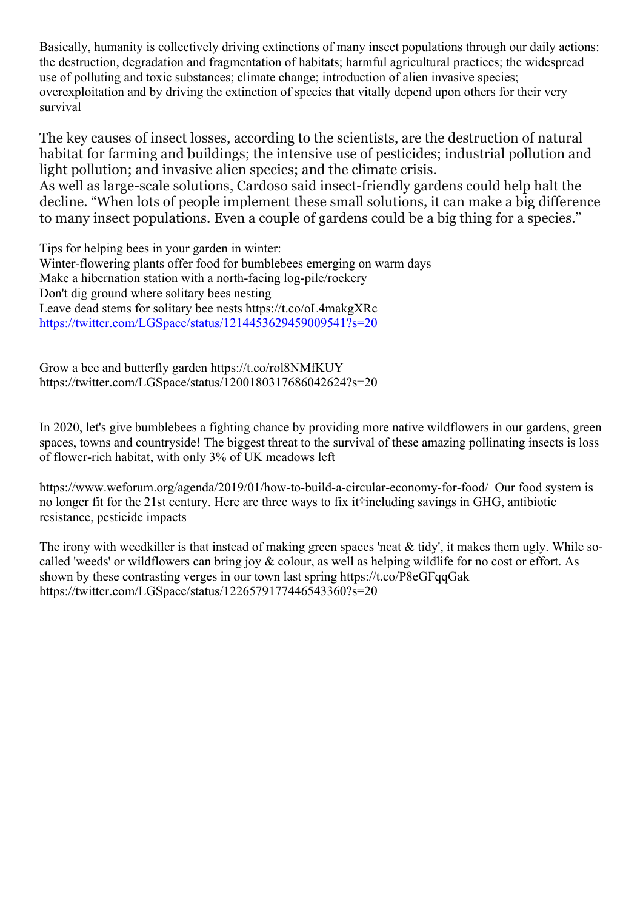Basically, humanity is collectively driving extinctions of many insect populations through our daily actions: the destruction, degradation and fragmentation of habitats; harmful agricultural practices; the widespread use of polluting and toxic substances; climate change; introduction of alien invasive species; overexploitation and by driving the extinction of species that vitally depend upon others for their very survival

The key causes of insect losses, according to the scientists, are the destruction of natural habitat for farming and buildings; the intensive use of pesticides; industrial pollution and light pollution; and invasive alien species; and the climate crisis.
As well as large-scale solutions, Cardoso said insect-friendly gardens could help halt the decline. "When lots of people implement these small solutions, it can make a big difference to many insect populations. Even a couple of gardens could be a big thing for a species."

Tips for helping bees in your garden in winter:
Winter-flowering plants offer food for bumblebees emerging on warm days
Make a hibernation station with a north-facing log-pile/rockery
Don't dig ground where solitary bees nesting
Leave dead stems for solitary bee nests https://t.co/oL4makgXRc
https://twitter.com/LGSpace/status/1214453629459009541?s=20

Grow a bee and butterfly garden https://t.co/rol8NMfKUY
https://twitter.com/LGSpace/status/1200180317686042624?s=20

In 2020, let's give bumblebees a fighting chance by providing more native wildflowers in our gardens, green spaces, towns and countryside! The biggest threat to the survival of these amazing pollinating insects is loss of flower-rich habitat, with only 3% of UK meadows left

https://www.weforum.org/agenda/2019/01/how-to-build-a-circular-economy-for-food/ Our food system is no longer fit for the 21st century. Here are three ways to fix it†including savings in GHG, antibiotic resistance, pesticide impacts

The irony with weedkiller is that instead of making green spaces 'neat & tidy', it makes them ugly. While so-called 'weeds' or wildflowers can bring joy & colour, as well as helping wildlife for no cost or effort. As shown by these contrasting verges in our town last spring https://t.co/P8eGFqqGak
https://twitter.com/LGSpace/status/1226579177446543360?s=20